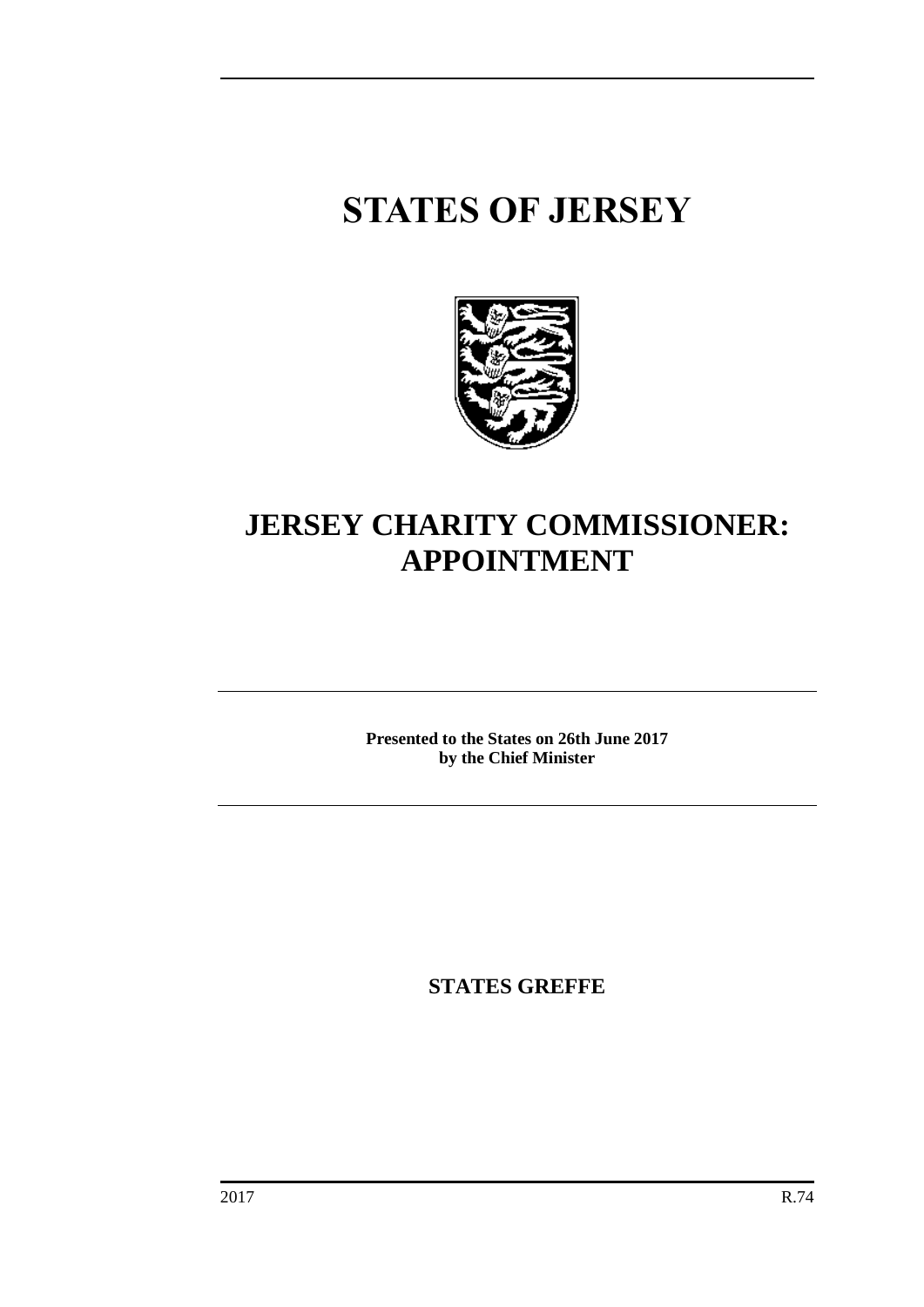# STATES OF JERSEY

# JERSEY CHARITY COMMISSIONER: APPOINTMENT

**Presented to the States on 26th June 2017 by the Chief Minister**

**STATES GREFFE**

2017 R.74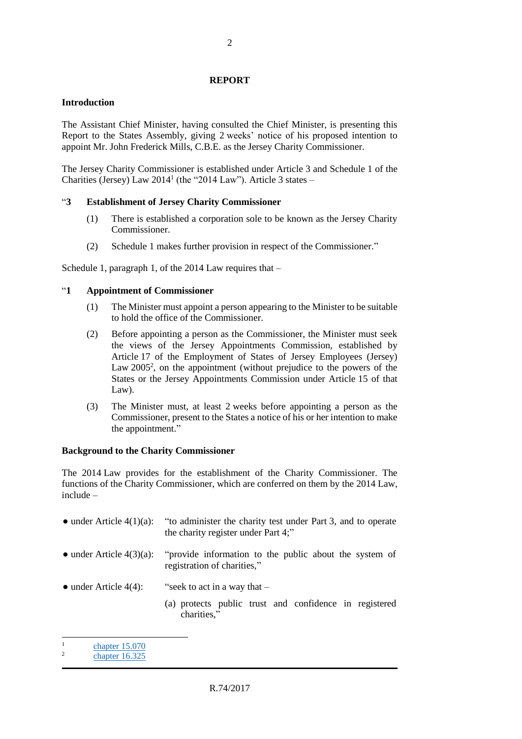## REPORT

### Introduction

The Assistant Chief Minister, having consulted the Chief Minister, is presenting this Report to the States Assembly, giving 2 weeks' notice of his proposed intention to appoint Mr. John Frederick Mills, C.B.E. as the Jersey Charity Commissioner.

The Jersey Charity Commissioner is established under Article 3 and Schedule 1 of the Charities (Jersey) Law 2014[1] (the "2014 Law"). Article 3 states –

"**3 Establishment of Jersey Charity Commissioner**

> (1) There is established a corporation sole to be known as the Jersey Charity Commissioner.
>
> (2) Schedule 1 makes further provision in respect of the Commissioner."

Schedule 1, paragraph 1, of the 2014 Law requires that –

"**1 Appointment of Commissioner**

> (1) The Minister must appoint a person appearing to the Minister to be suitable to hold the office of the Commissioner.
>
> (2) Before appointing a person as the Commissioner, the Minister must seek the views of the Jersey Appointments Commission, established by Article 17 of the Employment of States of Jersey Employees (Jersey) Law 2005[2], on the appointment (without prejudice to the powers of the States or the Jersey Appointments Commission under Article 15 of that Law).
>
> (3) The Minister must, at least 2 weeks before appointing a person as the Commissioner, present to the States a notice of his or her intention to make the appointment."

### Background to the Charity Commissioner

The 2014 Law provides for the establishment of the Charity Commissioner. The functions of the Charity Commissioner, which are conferred on them by the 2014 Law, include –

- under Article 4(1)(a): "to administer the charity test under Part 3, and to operate the charity register under Part 4;"
- under Article 4(3)(a): "provide information to the public about the system of registration of charities,"
- under Article 4(4): "seek to act in a way that –
  (a) protects public trust and confidence in registered charities,"

---

[1] chapter 15.070

[2] chapter 16.325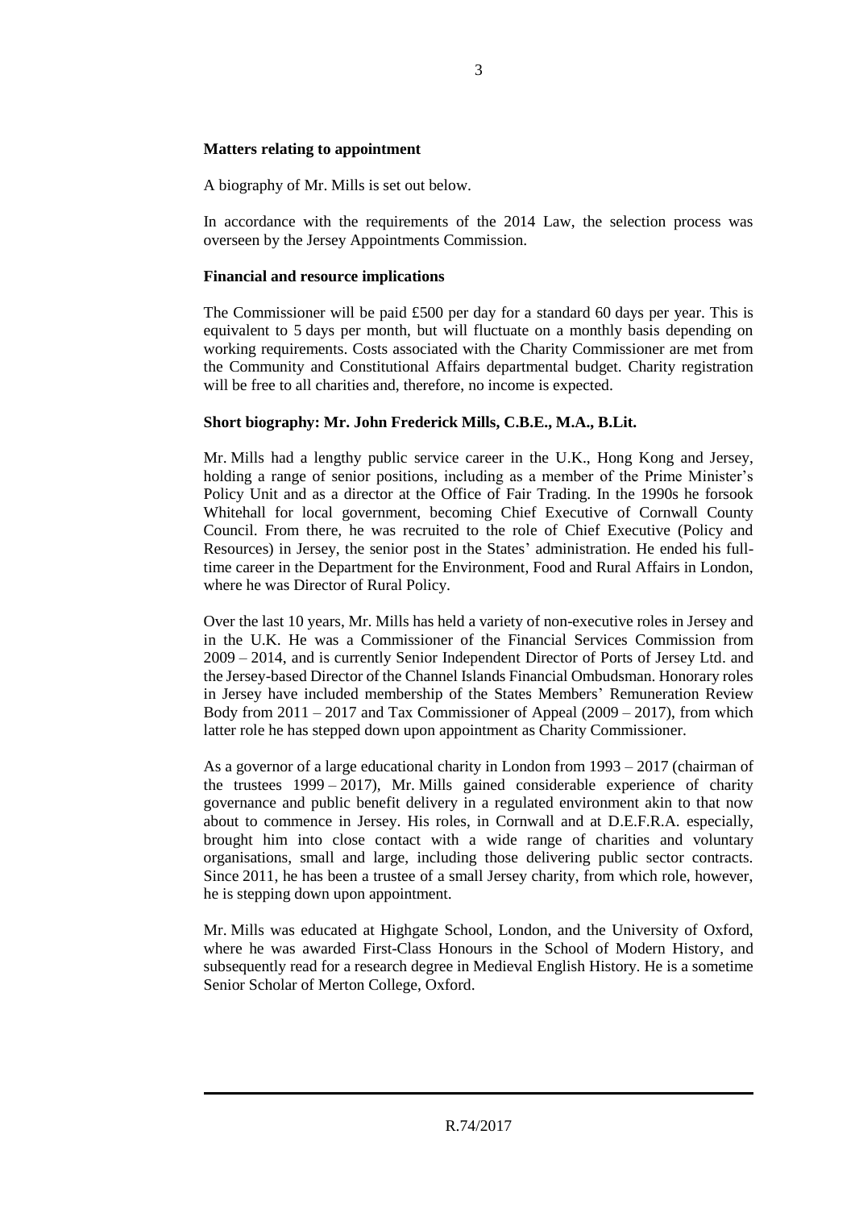**Matters relating to appointment**

A biography of Mr. Mills is set out below.

In accordance with the requirements of the 2014 Law, the selection process was overseen by the Jersey Appointments Commission.

**Financial and resource implications**

The Commissioner will be paid £500 per day for a standard 60 days per year. This is equivalent to 5 days per month, but will fluctuate on a monthly basis depending on working requirements. Costs associated with the Charity Commissioner are met from the Community and Constitutional Affairs departmental budget. Charity registration will be free to all charities and, therefore, no income is expected.

**Short biography: Mr. John Frederick Mills, C.B.E., M.A., B.Lit.**

Mr. Mills had a lengthy public service career in the U.K., Hong Kong and Jersey, holding a range of senior positions, including as a member of the Prime Minister's Policy Unit and as a director at the Office of Fair Trading. In the 1990s he forsook Whitehall for local government, becoming Chief Executive of Cornwall County Council. From there, he was recruited to the role of Chief Executive (Policy and Resources) in Jersey, the senior post in the States' administration. He ended his full-time career in the Department for the Environment, Food and Rural Affairs in London, where he was Director of Rural Policy.

Over the last 10 years, Mr. Mills has held a variety of non-executive roles in Jersey and in the U.K. He was a Commissioner of the Financial Services Commission from 2009 – 2014, and is currently Senior Independent Director of Ports of Jersey Ltd. and the Jersey-based Director of the Channel Islands Financial Ombudsman. Honorary roles in Jersey have included membership of the States Members' Remuneration Review Body from 2011 – 2017 and Tax Commissioner of Appeal (2009 – 2017), from which latter role he has stepped down upon appointment as Charity Commissioner.

As a governor of a large educational charity in London from 1993 – 2017 (chairman of the trustees 1999 – 2017), Mr. Mills gained considerable experience of charity governance and public benefit delivery in a regulated environment akin to that now about to commence in Jersey. His roles, in Cornwall and at D.E.F.R.A. especially, brought him into close contact with a wide range of charities and voluntary organisations, small and large, including those delivering public sector contracts. Since 2011, he has been a trustee of a small Jersey charity, from which role, however, he is stepping down upon appointment.

Mr. Mills was educated at Highgate School, London, and the University of Oxford, where he was awarded First-Class Honours in the School of Modern History, and subsequently read for a research degree in Medieval English History. He is a sometime Senior Scholar of Merton College, Oxford.